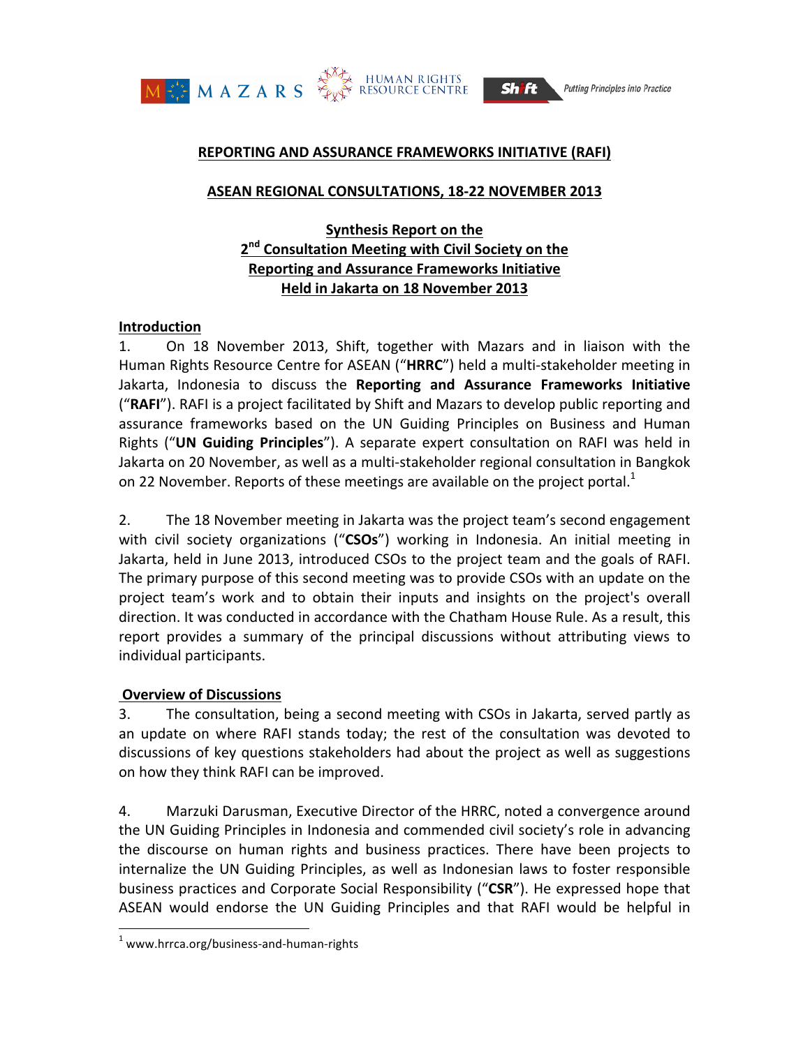**REPORTING AND ASSURANCE FRAMEWORKS INITIATIVE (RAFI)**

**ASEAN REGIONAL CONSULTATIONS, 18-22 NOVEMBER 2013**

# Synthesis Report on the 2nd Consultation Meeting with Civil Society on the Reporting and Assurance Frameworks Initiative Held in Jakarta on 18 November 2013

## Introduction

1. On 18 November 2013, Shift, together with Mazars and in liaison with the Human Rights Resource Centre for ASEAN ("**HRRC**") held a multi-stakeholder meeting in Jakarta, Indonesia to discuss the **Reporting and Assurance Frameworks Initiative** ("**RAFI**"). RAFI is a project facilitated by Shift and Mazars to develop public reporting and assurance frameworks based on the UN Guiding Principles on Business and Human Rights ("**UN Guiding Principles**"). A separate expert consultation on RAFI was held in Jakarta on 20 November, as well as a multi-stakeholder regional consultation in Bangkok on 22 November. Reports of these meetings are available on the project portal.[1]

2. The 18 November meeting in Jakarta was the project team's second engagement with civil society organizations ("**CSOs**") working in Indonesia. An initial meeting in Jakarta, held in June 2013, introduced CSOs to the project team and the goals of RAFI. The primary purpose of this second meeting was to provide CSOs with an update on the project team's work and to obtain their inputs and insights on the project's overall direction. It was conducted in accordance with the Chatham House Rule. As a result, this report provides a summary of the principal discussions without attributing views to individual participants.

## Overview of Discussions

3. The consultation, being a second meeting with CSOs in Jakarta, served partly as an update on where RAFI stands today; the rest of the consultation was devoted to discussions of key questions stakeholders had about the project as well as suggestions on how they think RAFI can be improved.

4. Marzuki Darusman, Executive Director of the HRRC, noted a convergence around the UN Guiding Principles in Indonesia and commended civil society's role in advancing the discourse on human rights and business practices. There have been projects to internalize the UN Guiding Principles, as well as Indonesian laws to foster responsible business practices and Corporate Social Responsibility ("**CSR**"). He expressed hope that ASEAN would endorse the UN Guiding Principles and that RAFI would be helpful in

[1] www.hrrca.org/business-and-human-rights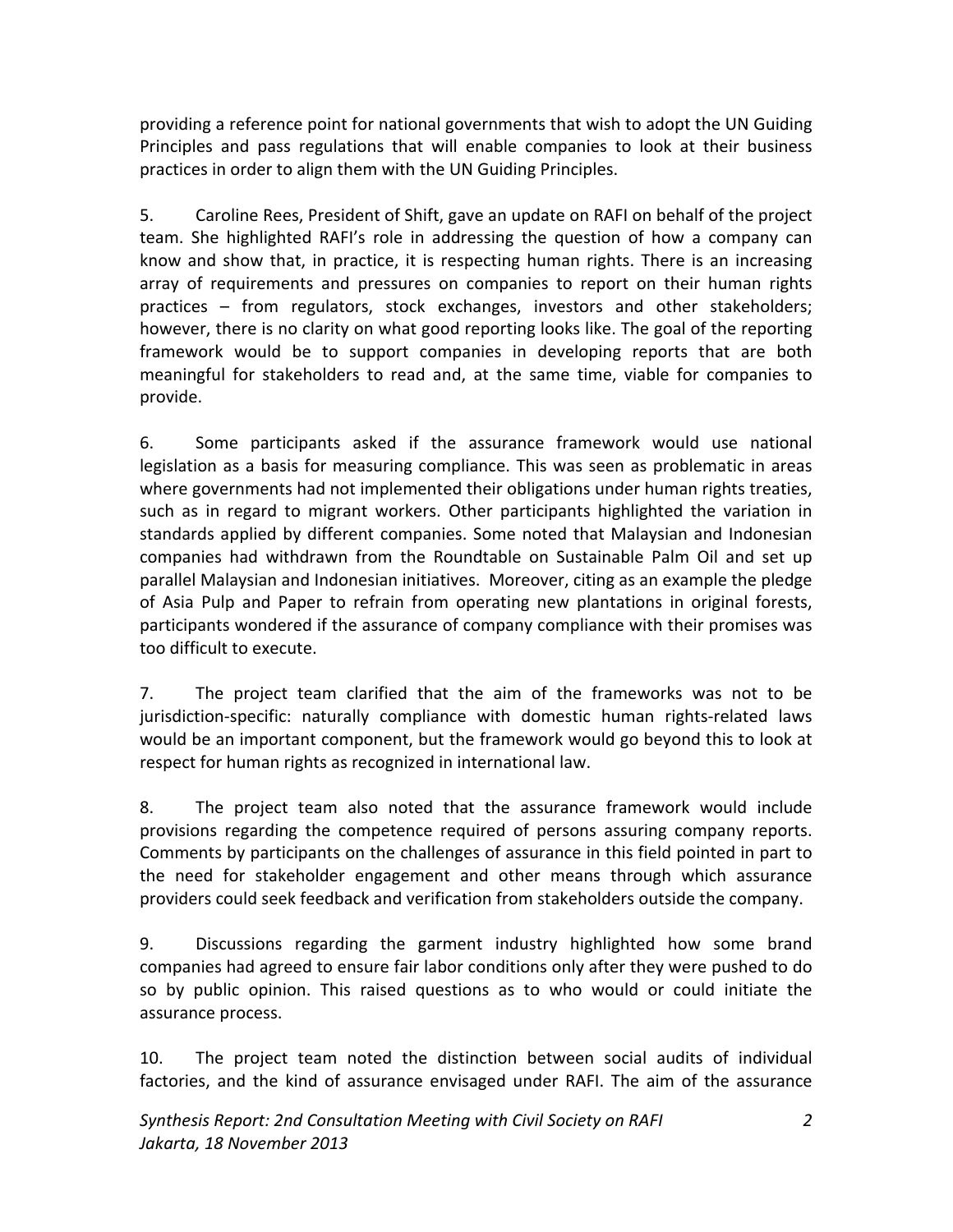providing a reference point for national governments that wish to adopt the UN Guiding Principles and pass regulations that will enable companies to look at their business practices in order to align them with the UN Guiding Principles.

5. Caroline Rees, President of Shift, gave an update on RAFI on behalf of the project team. She highlighted RAFI's role in addressing the question of how a company can know and show that, in practice, it is respecting human rights. There is an increasing array of requirements and pressures on companies to report on their human rights practices – from regulators, stock exchanges, investors and other stakeholders; however, there is no clarity on what good reporting looks like. The goal of the reporting framework would be to support companies in developing reports that are both meaningful for stakeholders to read and, at the same time, viable for companies to provide.

6. Some participants asked if the assurance framework would use national legislation as a basis for measuring compliance. This was seen as problematic in areas where governments had not implemented their obligations under human rights treaties, such as in regard to migrant workers. Other participants highlighted the variation in standards applied by different companies. Some noted that Malaysian and Indonesian companies had withdrawn from the Roundtable on Sustainable Palm Oil and set up parallel Malaysian and Indonesian initiatives. Moreover, citing as an example the pledge of Asia Pulp and Paper to refrain from operating new plantations in original forests, participants wondered if the assurance of company compliance with their promises was too difficult to execute.

7. The project team clarified that the aim of the frameworks was not to be jurisdiction-specific: naturally compliance with domestic human rights-related laws would be an important component, but the framework would go beyond this to look at respect for human rights as recognized in international law.

8. The project team also noted that the assurance framework would include provisions regarding the competence required of persons assuring company reports. Comments by participants on the challenges of assurance in this field pointed in part to the need for stakeholder engagement and other means through which assurance providers could seek feedback and verification from stakeholders outside the company.

9. Discussions regarding the garment industry highlighted how some brand companies had agreed to ensure fair labor conditions only after they were pushed to do so by public opinion. This raised questions as to who would or could initiate the assurance process.

10. The project team noted the distinction between social audits of individual factories, and the kind of assurance envisaged under RAFI. The aim of the assurance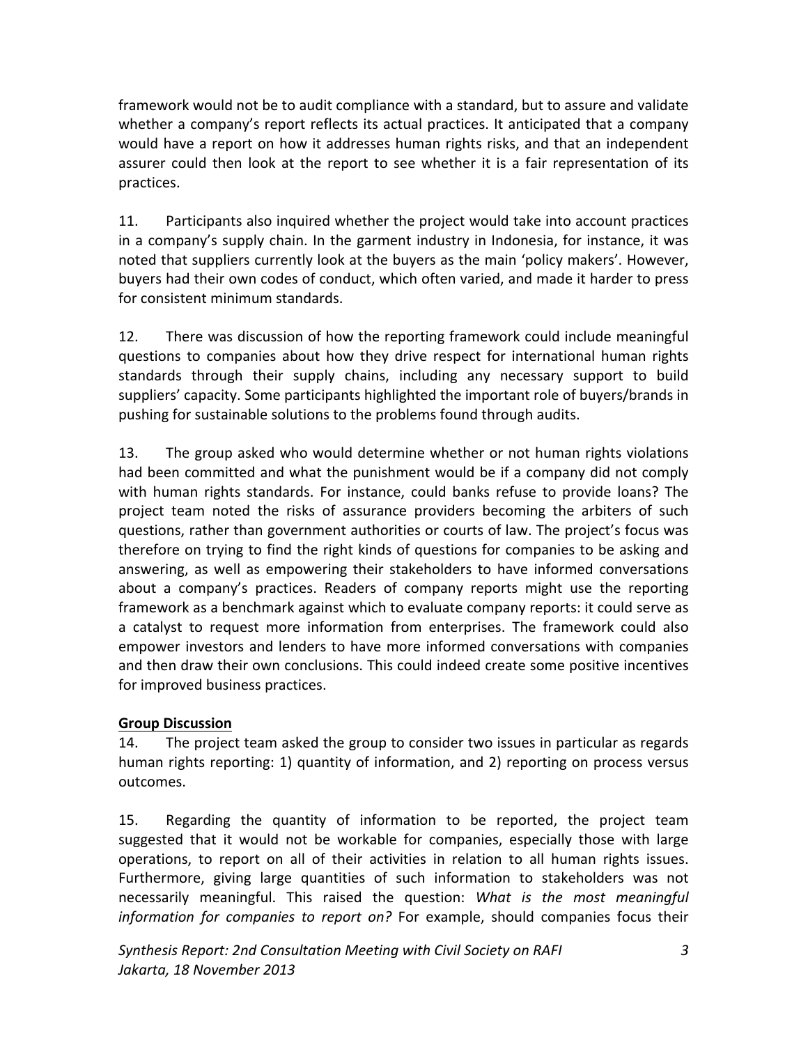framework would not be to audit compliance with a standard, but to assure and validate whether a company's report reflects its actual practices. It anticipated that a company would have a report on how it addresses human rights risks, and that an independent assurer could then look at the report to see whether it is a fair representation of its practices.

11. Participants also inquired whether the project would take into account practices in a company's supply chain. In the garment industry in Indonesia, for instance, it was noted that suppliers currently look at the buyers as the main 'policy makers'. However, buyers had their own codes of conduct, which often varied, and made it harder to press for consistent minimum standards.

12. There was discussion of how the reporting framework could include meaningful questions to companies about how they drive respect for international human rights standards through their supply chains, including any necessary support to build suppliers' capacity. Some participants highlighted the important role of buyers/brands in pushing for sustainable solutions to the problems found through audits.

13. The group asked who would determine whether or not human rights violations had been committed and what the punishment would be if a company did not comply with human rights standards. For instance, could banks refuse to provide loans? The project team noted the risks of assurance providers becoming the arbiters of such questions, rather than government authorities or courts of law. The project's focus was therefore on trying to find the right kinds of questions for companies to be asking and answering, as well as empowering their stakeholders to have informed conversations about a company's practices. Readers of company reports might use the reporting framework as a benchmark against which to evaluate company reports: it could serve as a catalyst to request more information from enterprises. The framework could also empower investors and lenders to have more informed conversations with companies and then draw their own conclusions. This could indeed create some positive incentives for improved business practices.

**Group Discussion**

14. The project team asked the group to consider two issues in particular as regards human rights reporting: 1) quantity of information, and 2) reporting on process versus outcomes.

15. Regarding the quantity of information to be reported, the project team suggested that it would not be workable for companies, especially those with large operations, to report on all of their activities in relation to all human rights issues. Furthermore, giving large quantities of such information to stakeholders was not necessarily meaningful. This raised the question: *What is the most meaningful information for companies to report on?* For example, should companies focus their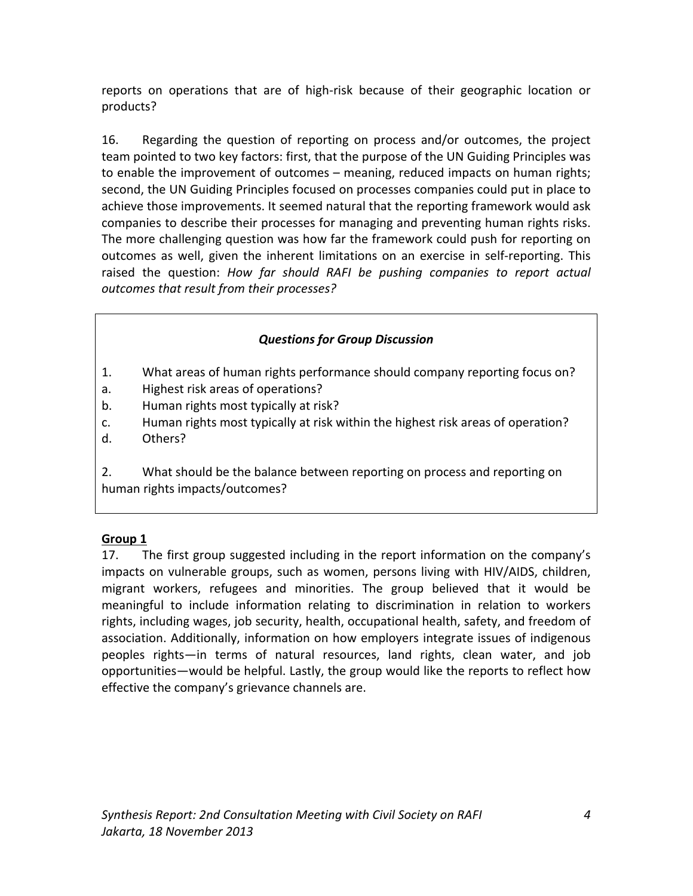reports on operations that are of high-risk because of their geographic location or products?

16. Regarding the question of reporting on process and/or outcomes, the project team pointed to two key factors: first, that the purpose of the UN Guiding Principles was to enable the improvement of outcomes – meaning, reduced impacts on human rights; second, the UN Guiding Principles focused on processes companies could put in place to achieve those improvements. It seemed natural that the reporting framework would ask companies to describe their processes for managing and preventing human rights risks. The more challenging question was how far the framework could push for reporting on outcomes as well, given the inherent limitations on an exercise in self-reporting. This raised the question: *How far should RAFI be pushing companies to report actual outcomes that result from their processes?*

***Questions for Group Discussion***

1. What areas of human rights performance should company reporting focus on?
   a. Highest risk areas of operations?
   b. Human rights most typically at risk?
   c. Human rights most typically at risk within the highest risk areas of operation?
   d. Others?

2. What should be the balance between reporting on process and reporting on human rights impacts/outcomes?

**Group 1**

17. The first group suggested including in the report information on the company's impacts on vulnerable groups, such as women, persons living with HIV/AIDS, children, migrant workers, refugees and minorities. The group believed that it would be meaningful to include information relating to discrimination in relation to workers rights, including wages, job security, health, occupational health, safety, and freedom of association. Additionally, information on how employers integrate issues of indigenous peoples rights—in terms of natural resources, land rights, clean water, and job opportunities—would be helpful. Lastly, the group would like the reports to reflect how effective the company's grievance channels are.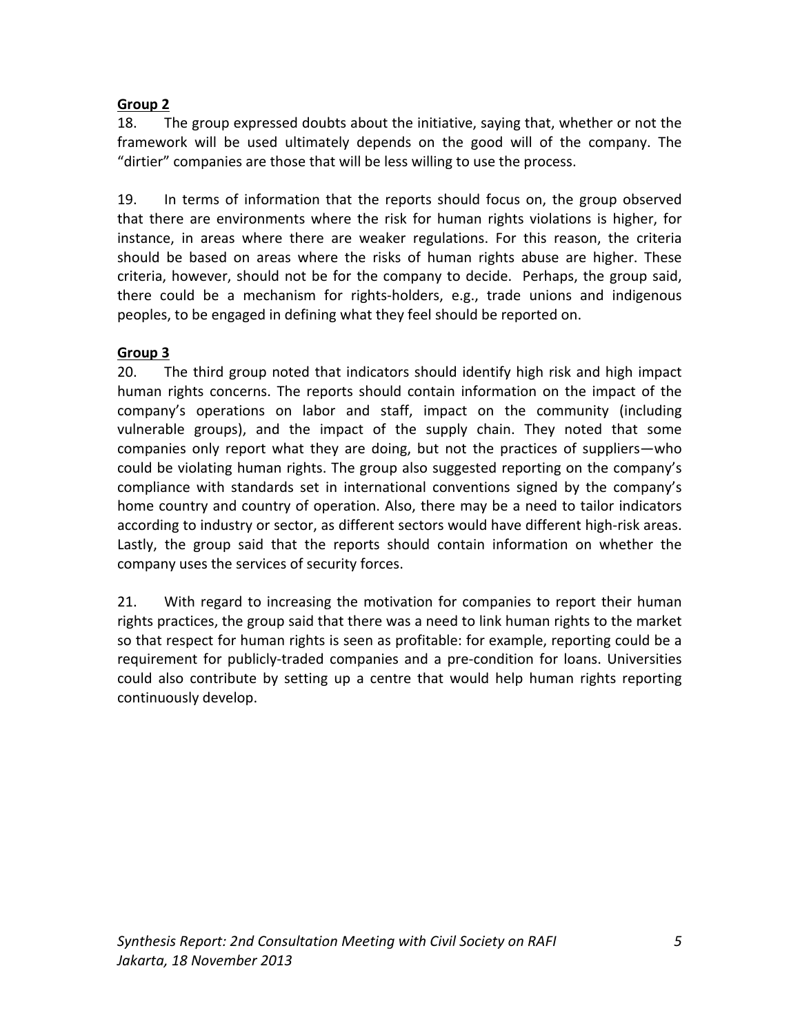**Group 2**

18. The group expressed doubts about the initiative, saying that, whether or not the framework will be used ultimately depends on the good will of the company. The "dirtier" companies are those that will be less willing to use the process.

19. In terms of information that the reports should focus on, the group observed that there are environments where the risk for human rights violations is higher, for instance, in areas where there are weaker regulations. For this reason, the criteria should be based on areas where the risks of human rights abuse are higher. These criteria, however, should not be for the company to decide. Perhaps, the group said, there could be a mechanism for rights-holders, e.g., trade unions and indigenous peoples, to be engaged in defining what they feel should be reported on.

**Group 3**

20. The third group noted that indicators should identify high risk and high impact human rights concerns. The reports should contain information on the impact of the company's operations on labor and staff, impact on the community (including vulnerable groups), and the impact of the supply chain. They noted that some companies only report what they are doing, but not the practices of suppliers—who could be violating human rights. The group also suggested reporting on the company's compliance with standards set in international conventions signed by the company's home country and country of operation. Also, there may be a need to tailor indicators according to industry or sector, as different sectors would have different high-risk areas. Lastly, the group said that the reports should contain information on whether the company uses the services of security forces.

21. With regard to increasing the motivation for companies to report their human rights practices, the group said that there was a need to link human rights to the market so that respect for human rights is seen as profitable: for example, reporting could be a requirement for publicly-traded companies and a pre-condition for loans. Universities could also contribute by setting up a centre that would help human rights reporting continuously develop.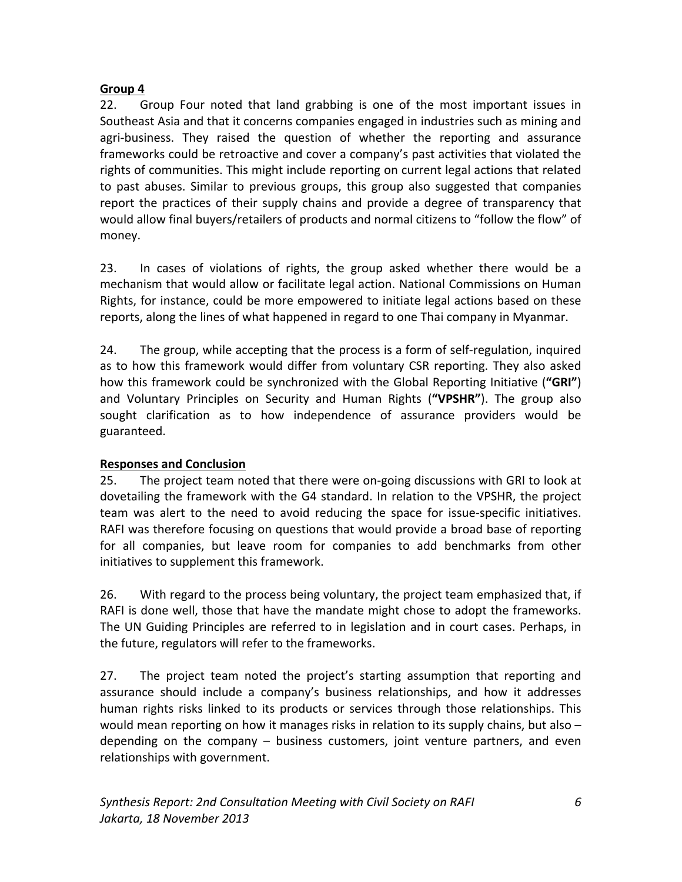**Group 4**

22. Group Four noted that land grabbing is one of the most important issues in Southeast Asia and that it concerns companies engaged in industries such as mining and agri-business. They raised the question of whether the reporting and assurance frameworks could be retroactive and cover a company's past activities that violated the rights of communities. This might include reporting on current legal actions that related to past abuses. Similar to previous groups, this group also suggested that companies report the practices of their supply chains and provide a degree of transparency that would allow final buyers/retailers of products and normal citizens to "follow the flow" of money.

23. In cases of violations of rights, the group asked whether there would be a mechanism that would allow or facilitate legal action. National Commissions on Human Rights, for instance, could be more empowered to initiate legal actions based on these reports, along the lines of what happened in regard to one Thai company in Myanmar.

24. The group, while accepting that the process is a form of self-regulation, inquired as to how this framework would differ from voluntary CSR reporting. They also asked how this framework could be synchronized with the Global Reporting Initiative (**"GRI"**) and Voluntary Principles on Security and Human Rights (**"VPSHR"**). The group also sought clarification as to how independence of assurance providers would be guaranteed.

**Responses and Conclusion**

25. The project team noted that there were on-going discussions with GRI to look at dovetailing the framework with the G4 standard. In relation to the VPSHR, the project team was alert to the need to avoid reducing the space for issue-specific initiatives. RAFI was therefore focusing on questions that would provide a broad base of reporting for all companies, but leave room for companies to add benchmarks from other initiatives to supplement this framework.

26. With regard to the process being voluntary, the project team emphasized that, if RAFI is done well, those that have the mandate might chose to adopt the frameworks. The UN Guiding Principles are referred to in legislation and in court cases. Perhaps, in the future, regulators will refer to the frameworks.

27. The project team noted the project's starting assumption that reporting and assurance should include a company's business relationships, and how it addresses human rights risks linked to its products or services through those relationships. This would mean reporting on how it manages risks in relation to its supply chains, but also – depending on the company – business customers, joint venture partners, and even relationships with government.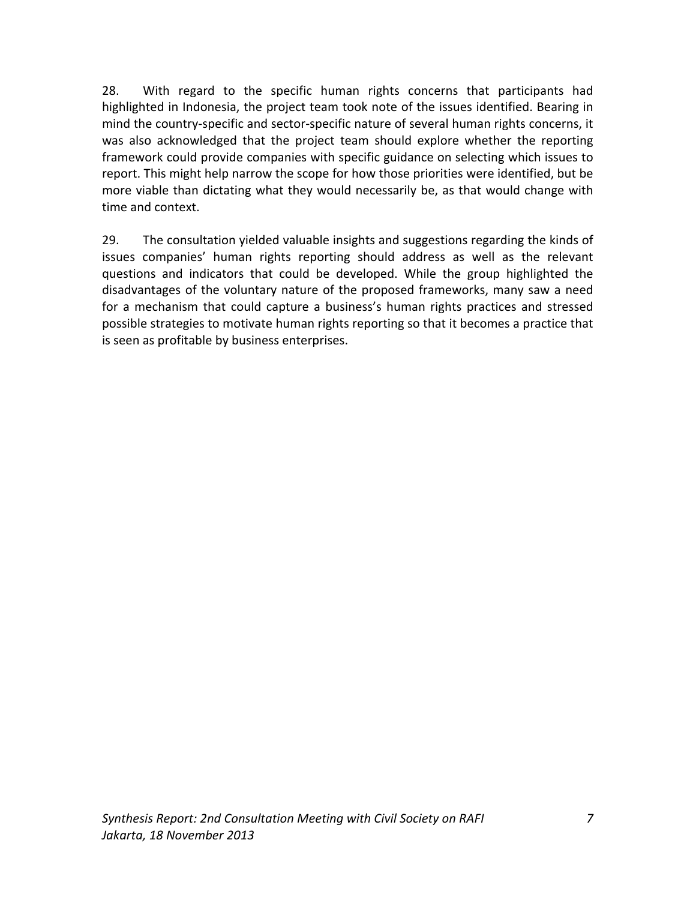28. With regard to the specific human rights concerns that participants had highlighted in Indonesia, the project team took note of the issues identified. Bearing in mind the country-specific and sector-specific nature of several human rights concerns, it was also acknowledged that the project team should explore whether the reporting framework could provide companies with specific guidance on selecting which issues to report. This might help narrow the scope for how those priorities were identified, but be more viable than dictating what they would necessarily be, as that would change with time and context.

29. The consultation yielded valuable insights and suggestions regarding the kinds of issues companies' human rights reporting should address as well as the relevant questions and indicators that could be developed. While the group highlighted the disadvantages of the voluntary nature of the proposed frameworks, many saw a need for a mechanism that could capture a business's human rights practices and stressed possible strategies to motivate human rights reporting so that it becomes a practice that is seen as profitable by business enterprises.